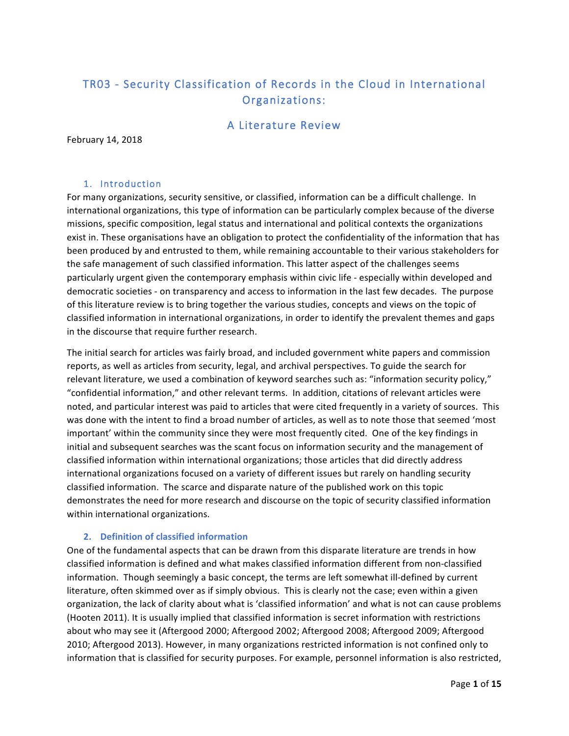# TR03 - Security Classification of Records in the Cloud in International Organizations:

## A Literature Review

February 14, 2018

## 1. Introduction

For many organizations, security sensitive, or classified, information can be a difficult challenge. In international organizations, this type of information can be particularly complex because of the diverse missions, specific composition, legal status and international and political contexts the organizations exist in. These organisations have an obligation to protect the confidentiality of the information that has been produced by and entrusted to them, while remaining accountable to their various stakeholders for the safe management of such classified information. This latter aspect of the challenges seems particularly urgent given the contemporary emphasis within civic life - especially within developed and democratic societies - on transparency and access to information in the last few decades. The purpose of this literature review is to bring together the various studies, concepts and views on the topic of classified information in international organizations, in order to identify the prevalent themes and gaps in the discourse that require further research.

The initial search for articles was fairly broad, and included government white papers and commission reports, as well as articles from security, legal, and archival perspectives. To guide the search for relevant literature, we used a combination of keyword searches such as: "information security policy," "confidential information," and other relevant terms. In addition, citations of relevant articles were noted, and particular interest was paid to articles that were cited frequently in a variety of sources. This was done with the intent to find a broad number of articles, as well as to note those that seemed 'most important' within the community since they were most frequently cited. One of the key findings in initial and subsequent searches was the scant focus on information security and the management of classified information within international organizations; those articles that did directly address international organizations focused on a variety of different issues but rarely on handling security classified information. The scarce and disparate nature of the published work on this topic demonstrates the need for more research and discourse on the topic of security classified information within international organizations.

## 2. Definition of classified information

One of the fundamental aspects that can be drawn from this disparate literature are trends in how classified information is defined and what makes classified information different from non-classified information. Though seemingly a basic concept, the terms are left somewhat ill-defined by current literature, often skimmed over as if simply obvious. This is clearly not the case; even within a given organization, the lack of clarity about what is 'classified information' and what is not can cause problems (Hooten 2011). It is usually implied that classified information is secret information with restrictions about who may see it (Aftergood 2000; Aftergood 2002; Aftergood 2008; Aftergood 2009; Aftergood 2010; Aftergood 2013). However, in many organizations restricted information is not confined only to information that is classified for security purposes. For example, personnel information is also restricted,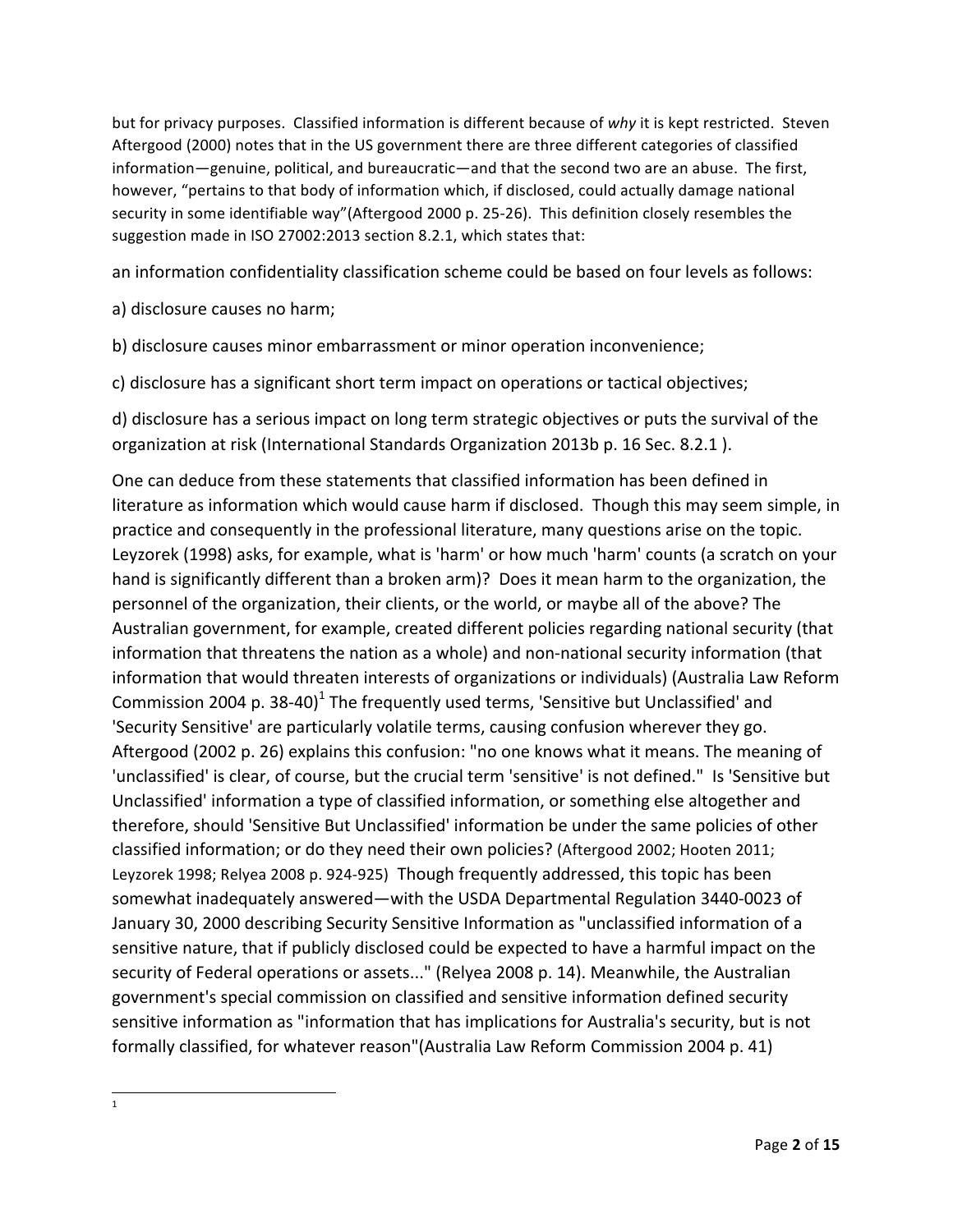but for privacy purposes. Classified information is different because of *why* it is kept restricted. Steven Aftergood (2000) notes that in the US government there are three different categories of classified information—genuine, political, and bureaucratic—and that the second two are an abuse. The first, however, "pertains to that body of information which, if disclosed, could actually damage national security in some identifiable way"(Aftergood 2000 p. 25-26). This definition closely resembles the suggestion made in ISO 27002:2013 section 8.2.1, which states that:

an information confidentiality classification scheme could be based on four levels as follows:

a) disclosure causes no harm;

b) disclosure causes minor embarrassment or minor operation inconvenience;

c) disclosure has a significant short term impact on operations or tactical objectives;

d) disclosure has a serious impact on long term strategic objectives or puts the survival of the organization at risk (International Standards Organization 2013b p. 16 Sec. 8.2.1 ).

One can deduce from these statements that classified information has been defined in literature as information which would cause harm if disclosed. Though this may seem simple, in practice and consequently in the professional literature, many questions arise on the topic. Leyzorek (1998) asks, for example, what is 'harm' or how much 'harm' counts (a scratch on your hand is significantly different than a broken arm)? Does it mean harm to the organization, the personnel of the organization, their clients, or the world, or maybe all of the above? The Australian government, for example, created different policies regarding national security (that information that threatens the nation as a whole) and non-national security information (that information that would threaten interests of organizations or individuals) (Australia Law Reform Commission 2004 p. 38-40)[1] The frequently used terms, 'Sensitive but Unclassified' and 'Security Sensitive' are particularly volatile terms, causing confusion wherever they go. Aftergood (2002 p. 26) explains this confusion: "no one knows what it means. The meaning of 'unclassified' is clear, of course, but the crucial term 'sensitive' is not defined." Is 'Sensitive but Unclassified' information a type of classified information, or something else altogether and therefore, should 'Sensitive But Unclassified' information be under the same policies of other classified information; or do they need their own policies? (Aftergood 2002; Hooten 2011; Leyzorek 1998; Relyea 2008 p. 924-925) Though frequently addressed, this topic has been somewhat inadequately answered—with the USDA Departmental Regulation 3440-0023 of January 30, 2000 describing Security Sensitive Information as "unclassified information of a sensitive nature, that if publicly disclosed could be expected to have a harmful impact on the security of Federal operations or assets..." (Relyea 2008 p. 14). Meanwhile, the Australian government's special commission on classified and sensitive information defined security sensitive information as "information that has implications for Australia's security, but is not formally classified, for whatever reason"(Australia Law Reform Commission 2004 p. 41)

[1]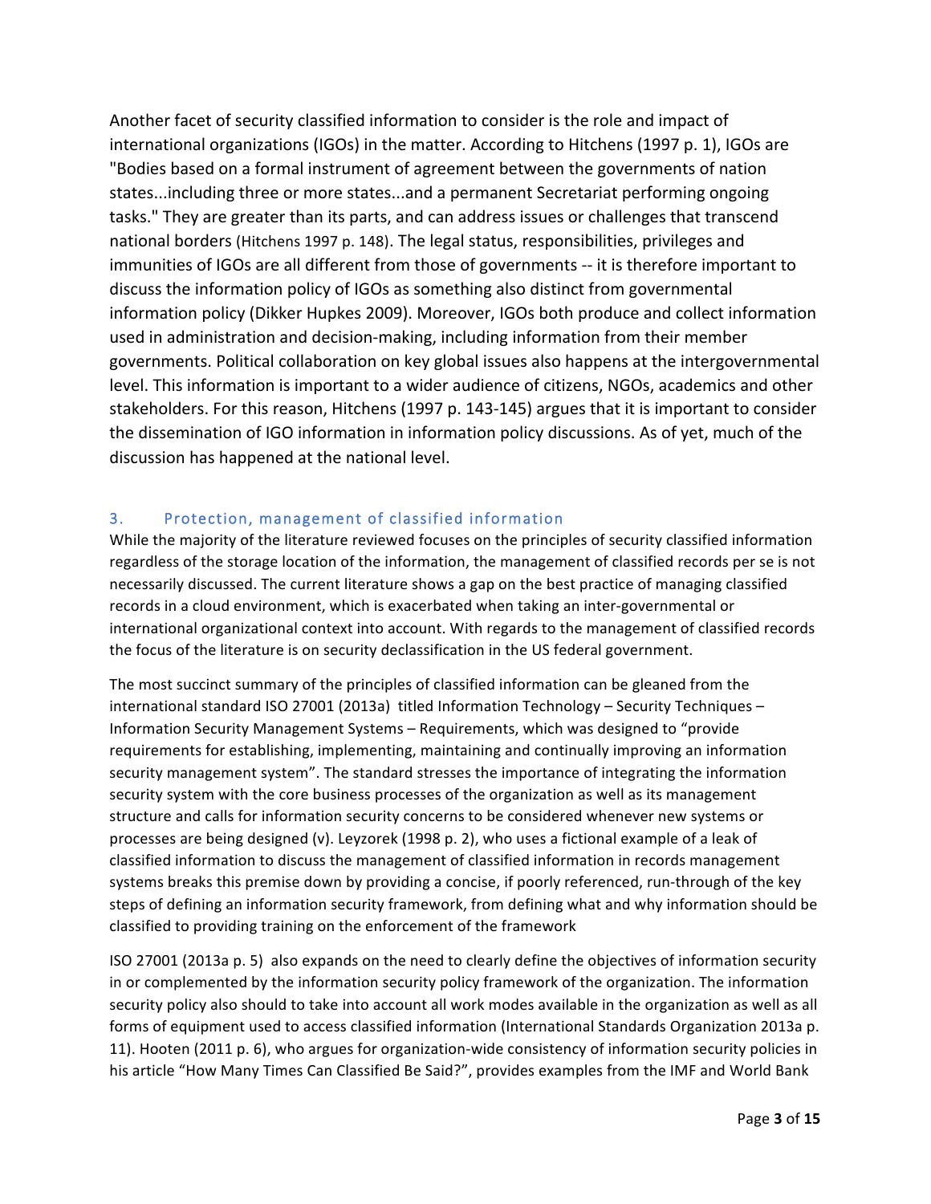Another facet of security classified information to consider is the role and impact of international organizations (IGOs) in the matter. According to Hitchens (1997 p. 1), IGOs are "Bodies based on a formal instrument of agreement between the governments of nation states...including three or more states...and a permanent Secretariat performing ongoing tasks." They are greater than its parts, and can address issues or challenges that transcend national borders (Hitchens 1997 p. 148). The legal status, responsibilities, privileges and immunities of IGOs are all different from those of governments -- it is therefore important to discuss the information policy of IGOs as something also distinct from governmental information policy (Dikker Hupkes 2009). Moreover, IGOs both produce and collect information used in administration and decision-making, including information from their member governments. Political collaboration on key global issues also happens at the intergovernmental level. This information is important to a wider audience of citizens, NGOs, academics and other stakeholders. For this reason, Hitchens (1997 p. 143-145) argues that it is important to consider the dissemination of IGO information in information policy discussions. As of yet, much of the discussion has happened at the national level.

## 3. Protection, management of classified information

While the majority of the literature reviewed focuses on the principles of security classified information regardless of the storage location of the information, the management of classified records per se is not necessarily discussed. The current literature shows a gap on the best practice of managing classified records in a cloud environment, which is exacerbated when taking an inter-governmental or international organizational context into account. With regards to the management of classified records the focus of the literature is on security declassification in the US federal government.

The most succinct summary of the principles of classified information can be gleaned from the international standard ISO 27001 (2013a) titled Information Technology – Security Techniques – Information Security Management Systems – Requirements, which was designed to "provide requirements for establishing, implementing, maintaining and continually improving an information security management system". The standard stresses the importance of integrating the information security system with the core business processes of the organization as well as its management structure and calls for information security concerns to be considered whenever new systems or processes are being designed (v). Leyzorek (1998 p. 2), who uses a fictional example of a leak of classified information to discuss the management of classified information in records management systems breaks this premise down by providing a concise, if poorly referenced, run-through of the key steps of defining an information security framework, from defining what and why information should be classified to providing training on the enforcement of the framework

ISO 27001 (2013a p. 5) also expands on the need to clearly define the objectives of information security in or complemented by the information security policy framework of the organization. The information security policy also should to take into account all work modes available in the organization as well as all forms of equipment used to access classified information (International Standards Organization 2013a p. 11). Hooten (2011 p. 6), who argues for organization-wide consistency of information security policies in his article "How Many Times Can Classified Be Said?", provides examples from the IMF and World Bank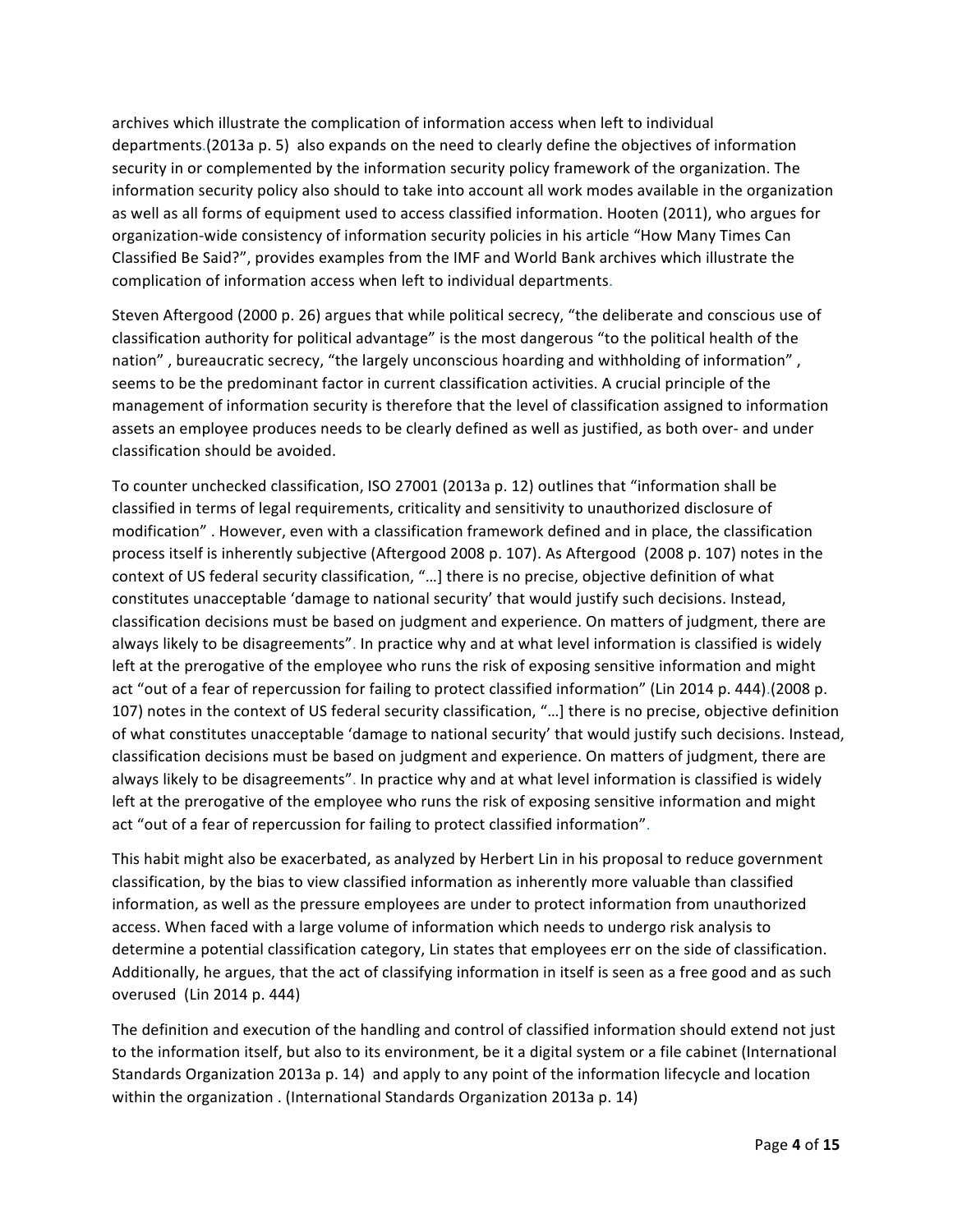archives which illustrate the complication of information access when left to individual departments.(2013a p. 5) also expands on the need to clearly define the objectives of information security in or complemented by the information security policy framework of the organization. The information security policy also should to take into account all work modes available in the organization as well as all forms of equipment used to access classified information. Hooten (2011), who argues for organization-wide consistency of information security policies in his article "How Many Times Can Classified Be Said?", provides examples from the IMF and World Bank archives which illustrate the complication of information access when left to individual departments.

Steven Aftergood (2000 p. 26) argues that while political secrecy, "the deliberate and conscious use of classification authority for political advantage" is the most dangerous "to the political health of the nation" , bureaucratic secrecy, "the largely unconscious hoarding and withholding of information" , seems to be the predominant factor in current classification activities. A crucial principle of the management of information security is therefore that the level of classification assigned to information assets an employee produces needs to be clearly defined as well as justified, as both over- and under classification should be avoided.

To counter unchecked classification, ISO 27001 (2013a p. 12) outlines that "information shall be classified in terms of legal requirements, criticality and sensitivity to unauthorized disclosure of modification" . However, even with a classification framework defined and in place, the classification process itself is inherently subjective (Aftergood 2008 p. 107). As Aftergood (2008 p. 107) notes in the context of US federal security classification, "…] there is no precise, objective definition of what constitutes unacceptable 'damage to national security' that would justify such decisions. Instead, classification decisions must be based on judgment and experience. On matters of judgment, there are always likely to be disagreements". In practice why and at what level information is classified is widely left at the prerogative of the employee who runs the risk of exposing sensitive information and might act "out of a fear of repercussion for failing to protect classified information" (Lin 2014 p. 444).(2008 p. 107) notes in the context of US federal security classification, "…] there is no precise, objective definition of what constitutes unacceptable 'damage to national security' that would justify such decisions. Instead, classification decisions must be based on judgment and experience. On matters of judgment, there are always likely to be disagreements". In practice why and at what level information is classified is widely left at the prerogative of the employee who runs the risk of exposing sensitive information and might act "out of a fear of repercussion for failing to protect classified information".

This habit might also be exacerbated, as analyzed by Herbert Lin in his proposal to reduce government classification, by the bias to view classified information as inherently more valuable than classified information, as well as the pressure employees are under to protect information from unauthorized access. When faced with a large volume of information which needs to undergo risk analysis to determine a potential classification category, Lin states that employees err on the side of classification. Additionally, he argues, that the act of classifying information in itself is seen as a free good and as such overused (Lin 2014 p. 444)

The definition and execution of the handling and control of classified information should extend not just to the information itself, but also to its environment, be it a digital system or a file cabinet (International Standards Organization 2013a p. 14) and apply to any point of the information lifecycle and location within the organization . (International Standards Organization 2013a p. 14)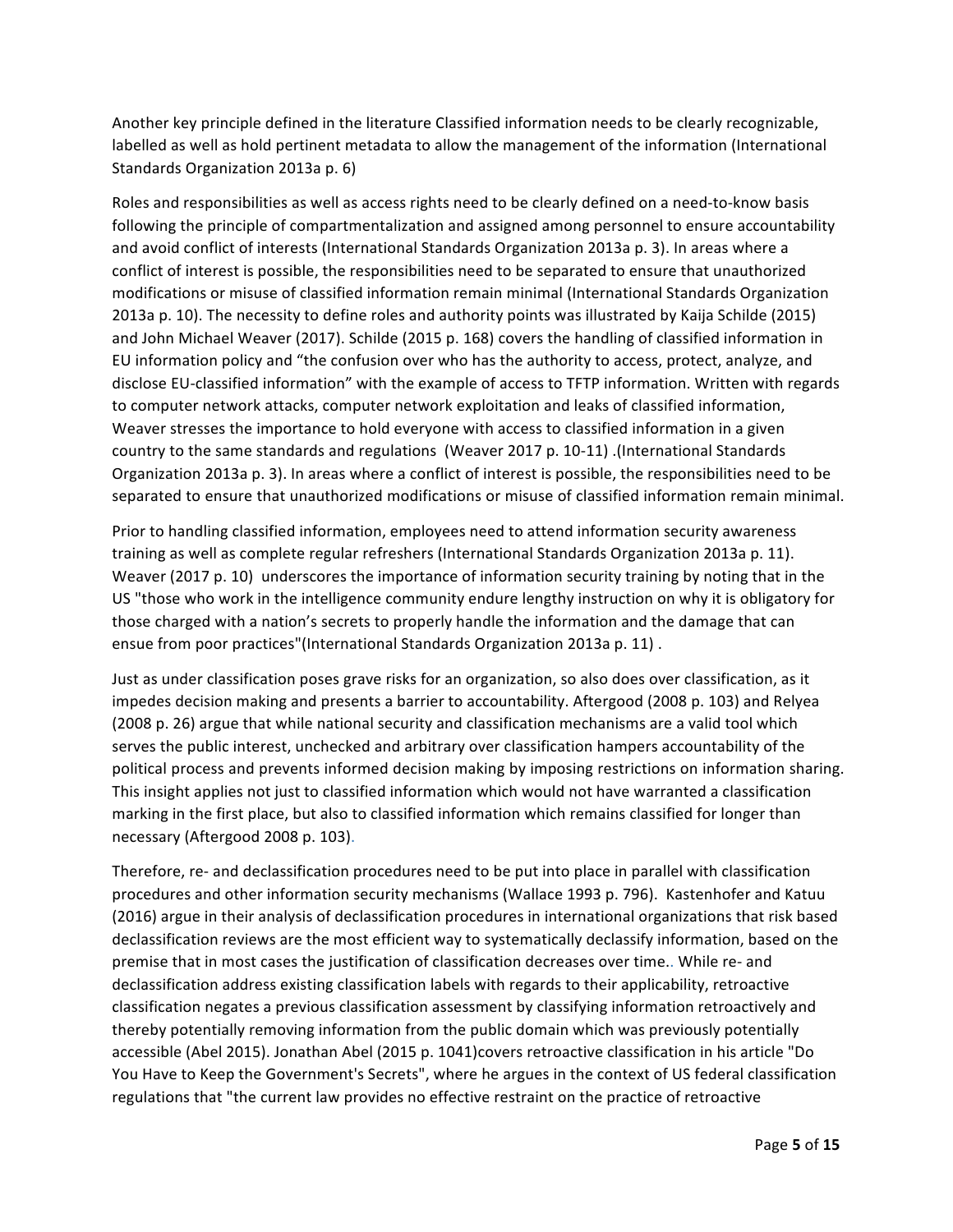Another key principle defined in the literature Classified information needs to be clearly recognizable, labelled as well as hold pertinent metadata to allow the management of the information (International Standards Organization 2013a p. 6)

Roles and responsibilities as well as access rights need to be clearly defined on a need-to-know basis following the principle of compartmentalization and assigned among personnel to ensure accountability and avoid conflict of interests (International Standards Organization 2013a p. 3). In areas where a conflict of interest is possible, the responsibilities need to be separated to ensure that unauthorized modifications or misuse of classified information remain minimal (International Standards Organization 2013a p. 10). The necessity to define roles and authority points was illustrated by Kaija Schilde (2015) and John Michael Weaver (2017). Schilde (2015 p. 168) covers the handling of classified information in EU information policy and "the confusion over who has the authority to access, protect, analyze, and disclose EU-classified information" with the example of access to TFTP information. Written with regards to computer network attacks, computer network exploitation and leaks of classified information, Weaver stresses the importance to hold everyone with access to classified information in a given country to the same standards and regulations (Weaver 2017 p. 10-11) .(International Standards Organization 2013a p. 3). In areas where a conflict of interest is possible, the responsibilities need to be separated to ensure that unauthorized modifications or misuse of classified information remain minimal.

Prior to handling classified information, employees need to attend information security awareness training as well as complete regular refreshers (International Standards Organization 2013a p. 11). Weaver (2017 p. 10) underscores the importance of information security training by noting that in the US "those who work in the intelligence community endure lengthy instruction on why it is obligatory for those charged with a nation's secrets to properly handle the information and the damage that can ensue from poor practices"(International Standards Organization 2013a p. 11) .

Just as under classification poses grave risks for an organization, so also does over classification, as it impedes decision making and presents a barrier to accountability. Aftergood (2008 p. 103) and Relyea (2008 p. 26) argue that while national security and classification mechanisms are a valid tool which serves the public interest, unchecked and arbitrary over classification hampers accountability of the political process and prevents informed decision making by imposing restrictions on information sharing. This insight applies not just to classified information which would not have warranted a classification marking in the first place, but also to classified information which remains classified for longer than necessary (Aftergood 2008 p. 103).

Therefore, re- and declassification procedures need to be put into place in parallel with classification procedures and other information security mechanisms (Wallace 1993 p. 796). Kastenhofer and Katuu (2016) argue in their analysis of declassification procedures in international organizations that risk based declassification reviews are the most efficient way to systematically declassify information, based on the premise that in most cases the justification of classification decreases over time.. While re- and declassification address existing classification labels with regards to their applicability, retroactive classification negates a previous classification assessment by classifying information retroactively and thereby potentially removing information from the public domain which was previously potentially accessible (Abel 2015). Jonathan Abel (2015 p. 1041)covers retroactive classification in his article "Do You Have to Keep the Government's Secrets", where he argues in the context of US federal classification regulations that "the current law provides no effective restraint on the practice of retroactive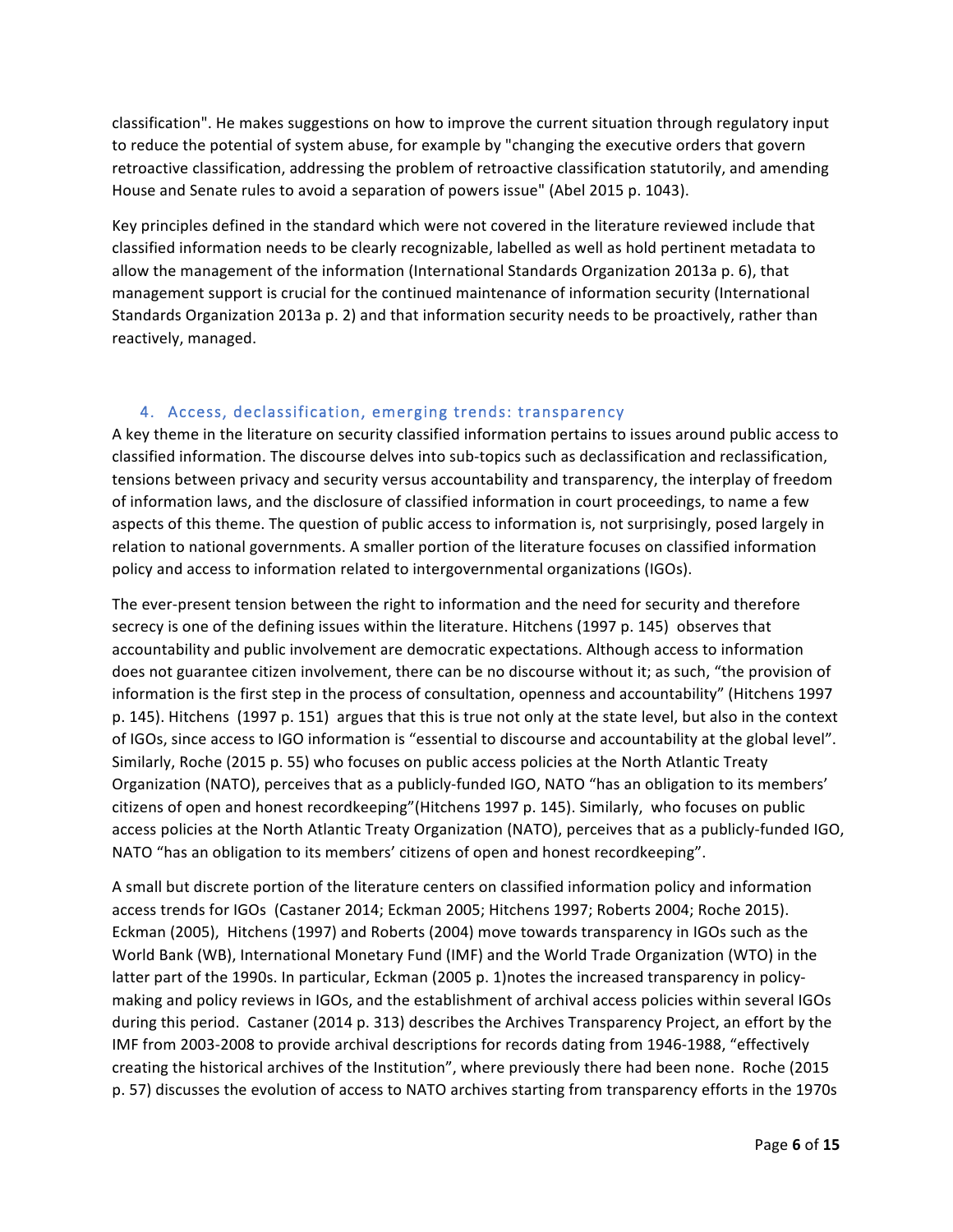classification". He makes suggestions on how to improve the current situation through regulatory input to reduce the potential of system abuse, for example by "changing the executive orders that govern retroactive classification, addressing the problem of retroactive classification statutorily, and amending House and Senate rules to avoid a separation of powers issue" (Abel 2015 p. 1043).

Key principles defined in the standard which were not covered in the literature reviewed include that classified information needs to be clearly recognizable, labelled as well as hold pertinent metadata to allow the management of the information (International Standards Organization 2013a p. 6), that management support is crucial for the continued maintenance of information security (International Standards Organization 2013a p. 2) and that information security needs to be proactively, rather than reactively, managed.

## 4. Access, declassification, emerging trends: transparency

A key theme in the literature on security classified information pertains to issues around public access to classified information. The discourse delves into sub-topics such as declassification and reclassification, tensions between privacy and security versus accountability and transparency, the interplay of freedom of information laws, and the disclosure of classified information in court proceedings, to name a few aspects of this theme. The question of public access to information is, not surprisingly, posed largely in relation to national governments. A smaller portion of the literature focuses on classified information policy and access to information related to intergovernmental organizations (IGOs).

The ever-present tension between the right to information and the need for security and therefore secrecy is one of the defining issues within the literature. Hitchens (1997 p. 145) observes that accountability and public involvement are democratic expectations. Although access to information does not guarantee citizen involvement, there can be no discourse without it; as such, "the provision of information is the first step in the process of consultation, openness and accountability" (Hitchens 1997 p. 145). Hitchens (1997 p. 151) argues that this is true not only at the state level, but also in the context of IGOs, since access to IGO information is "essential to discourse and accountability at the global level". Similarly, Roche (2015 p. 55) who focuses on public access policies at the North Atlantic Treaty Organization (NATO), perceives that as a publicly-funded IGO, NATO "has an obligation to its members' citizens of open and honest recordkeeping"(Hitchens 1997 p. 145). Similarly, who focuses on public access policies at the North Atlantic Treaty Organization (NATO), perceives that as a publicly-funded IGO, NATO "has an obligation to its members' citizens of open and honest recordkeeping".

A small but discrete portion of the literature centers on classified information policy and information access trends for IGOs (Castaner 2014; Eckman 2005; Hitchens 1997; Roberts 2004; Roche 2015). Eckman (2005), Hitchens (1997) and Roberts (2004) move towards transparency in IGOs such as the World Bank (WB), International Monetary Fund (IMF) and the World Trade Organization (WTO) in the latter part of the 1990s. In particular, Eckman (2005 p. 1)notes the increased transparency in policy-making and policy reviews in IGOs, and the establishment of archival access policies within several IGOs during this period. Castaner (2014 p. 313) describes the Archives Transparency Project, an effort by the IMF from 2003-2008 to provide archival descriptions for records dating from 1946-1988, "effectively creating the historical archives of the Institution", where previously there had been none. Roche (2015 p. 57) discusses the evolution of access to NATO archives starting from transparency efforts in the 1970s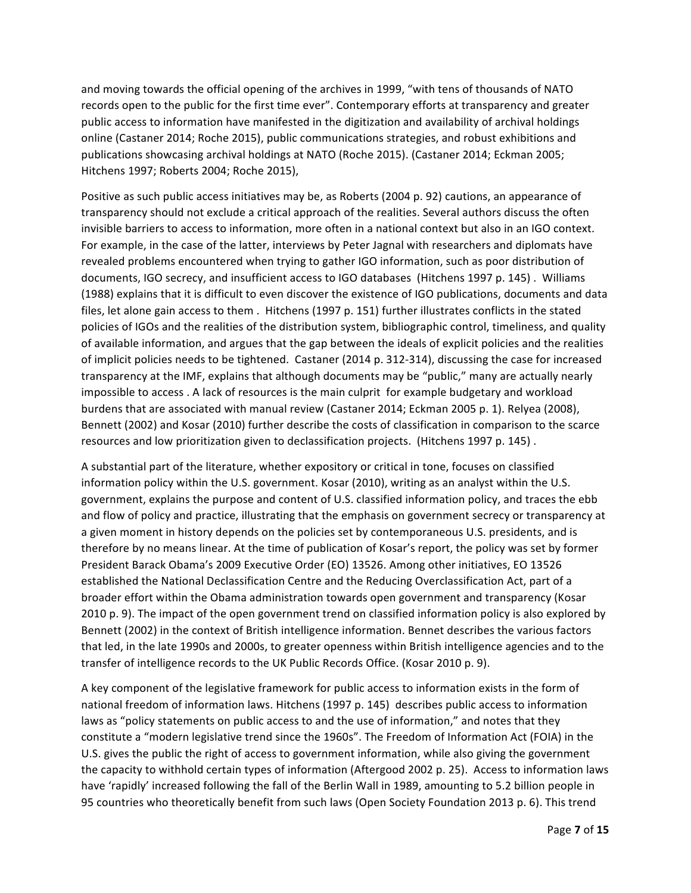and moving towards the official opening of the archives in 1999, "with tens of thousands of NATO records open to the public for the first time ever". Contemporary efforts at transparency and greater public access to information have manifested in the digitization and availability of archival holdings online (Castaner 2014; Roche 2015), public communications strategies, and robust exhibitions and publications showcasing archival holdings at NATO (Roche 2015). (Castaner 2014; Eckman 2005; Hitchens 1997; Roberts 2004; Roche 2015),

Positive as such public access initiatives may be, as Roberts (2004 p. 92) cautions, an appearance of transparency should not exclude a critical approach of the realities. Several authors discuss the often invisible barriers to access to information, more often in a national context but also in an IGO context. For example, in the case of the latter, interviews by Peter Jagnal with researchers and diplomats have revealed problems encountered when trying to gather IGO information, such as poor distribution of documents, IGO secrecy, and insufficient access to IGO databases (Hitchens 1997 p. 145) . Williams (1988) explains that it is difficult to even discover the existence of IGO publications, documents and data files, let alone gain access to them . Hitchens (1997 p. 151) further illustrates conflicts in the stated policies of IGOs and the realities of the distribution system, bibliographic control, timeliness, and quality of available information, and argues that the gap between the ideals of explicit policies and the realities of implicit policies needs to be tightened. Castaner (2014 p. 312-314), discussing the case for increased transparency at the IMF, explains that although documents may be "public," many are actually nearly impossible to access . A lack of resources is the main culprit for example budgetary and workload burdens that are associated with manual review (Castaner 2014; Eckman 2005 p. 1). Relyea (2008), Bennett (2002) and Kosar (2010) further describe the costs of classification in comparison to the scarce resources and low prioritization given to declassification projects. (Hitchens 1997 p. 145) .

A substantial part of the literature, whether expository or critical in tone, focuses on classified information policy within the U.S. government. Kosar (2010), writing as an analyst within the U.S. government, explains the purpose and content of U.S. classified information policy, and traces the ebb and flow of policy and practice, illustrating that the emphasis on government secrecy or transparency at a given moment in history depends on the policies set by contemporaneous U.S. presidents, and is therefore by no means linear. At the time of publication of Kosar's report, the policy was set by former President Barack Obama's 2009 Executive Order (EO) 13526. Among other initiatives, EO 13526 established the National Declassification Centre and the Reducing Overclassification Act, part of a broader effort within the Obama administration towards open government and transparency (Kosar 2010 p. 9). The impact of the open government trend on classified information policy is also explored by Bennett (2002) in the context of British intelligence information. Bennet describes the various factors that led, in the late 1990s and 2000s, to greater openness within British intelligence agencies and to the transfer of intelligence records to the UK Public Records Office. (Kosar 2010 p. 9).

A key component of the legislative framework for public access to information exists in the form of national freedom of information laws. Hitchens (1997 p. 145) describes public access to information laws as "policy statements on public access to and the use of information," and notes that they constitute a "modern legislative trend since the 1960s". The Freedom of Information Act (FOIA) in the U.S. gives the public the right of access to government information, while also giving the government the capacity to withhold certain types of information (Aftergood 2002 p. 25). Access to information laws have 'rapidly' increased following the fall of the Berlin Wall in 1989, amounting to 5.2 billion people in 95 countries who theoretically benefit from such laws (Open Society Foundation 2013 p. 6). This trend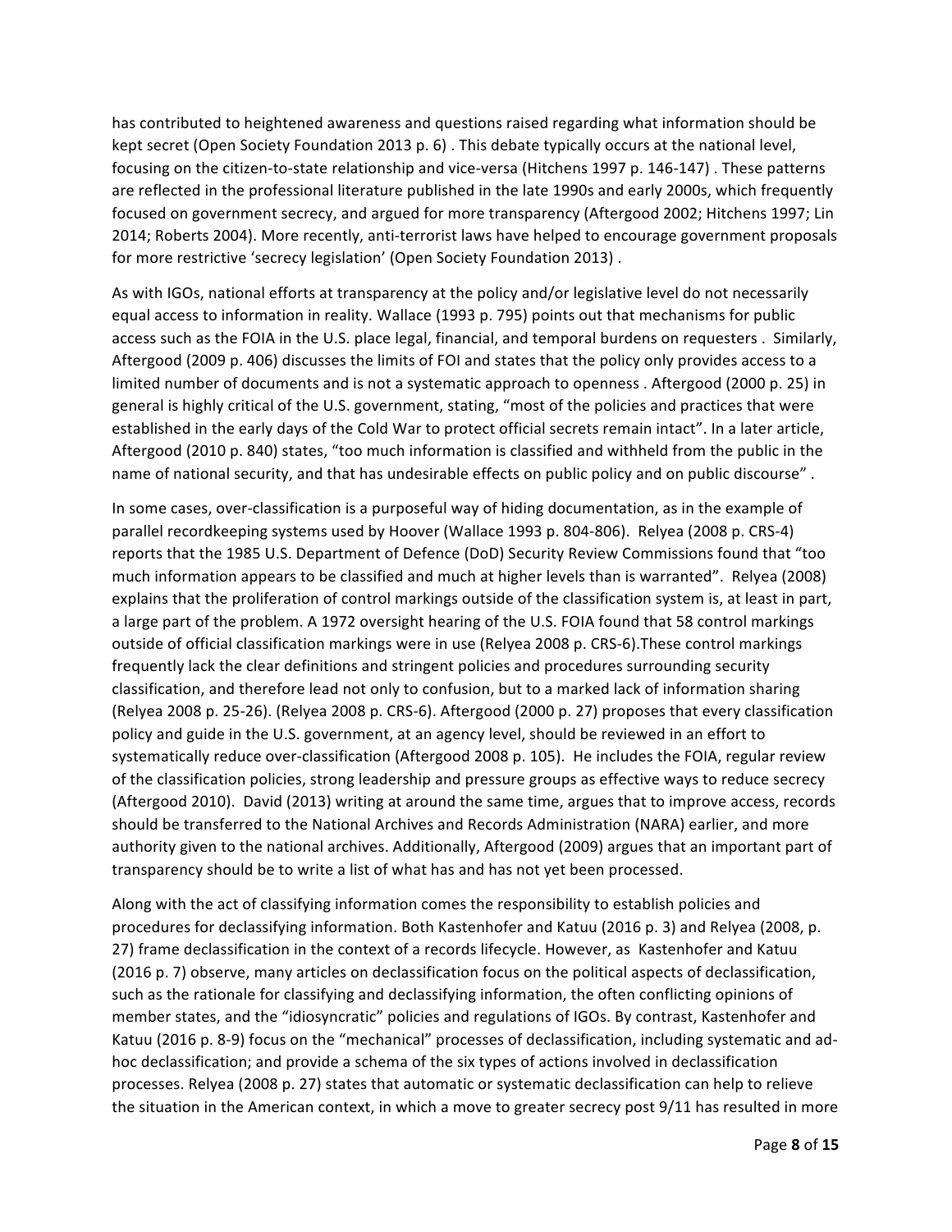has contributed to heightened awareness and questions raised regarding what information should be kept secret (Open Society Foundation 2013 p. 6) . This debate typically occurs at the national level, focusing on the citizen-to-state relationship and vice-versa (Hitchens 1997 p. 146-147) . These patterns are reflected in the professional literature published in the late 1990s and early 2000s, which frequently focused on government secrecy, and argued for more transparency (Aftergood 2002; Hitchens 1997; Lin 2014; Roberts 2004). More recently, anti-terrorist laws have helped to encourage government proposals for more restrictive 'secrecy legislation' (Open Society Foundation 2013) .

As with IGOs, national efforts at transparency at the policy and/or legislative level do not necessarily equal access to information in reality. Wallace (1993 p. 795) points out that mechanisms for public access such as the FOIA in the U.S. place legal, financial, and temporal burdens on requesters . Similarly, Aftergood (2009 p. 406) discusses the limits of FOI and states that the policy only provides access to a limited number of documents and is not a systematic approach to openness . Aftergood (2000 p. 25) in general is highly critical of the U.S. government, stating, "most of the policies and practices that were established in the early days of the Cold War to protect official secrets remain intact". In a later article, Aftergood (2010 p. 840) states, "too much information is classified and withheld from the public in the name of national security, and that has undesirable effects on public policy and on public discourse" .

In some cases, over-classification is a purposeful way of hiding documentation, as in the example of parallel recordkeeping systems used by Hoover (Wallace 1993 p. 804-806). Relyea (2008 p. CRS-4) reports that the 1985 U.S. Department of Defence (DoD) Security Review Commissions found that "too much information appears to be classified and much at higher levels than is warranted". Relyea (2008) explains that the proliferation of control markings outside of the classification system is, at least in part, a large part of the problem. A 1972 oversight hearing of the U.S. FOIA found that 58 control markings outside of official classification markings were in use (Relyea 2008 p. CRS-6).These control markings frequently lack the clear definitions and stringent policies and procedures surrounding security classification, and therefore lead not only to confusion, but to a marked lack of information sharing (Relyea 2008 p. 25-26). (Relyea 2008 p. CRS-6). Aftergood (2000 p. 27) proposes that every classification policy and guide in the U.S. government, at an agency level, should be reviewed in an effort to systematically reduce over-classification (Aftergood 2008 p. 105). He includes the FOIA, regular review of the classification policies, strong leadership and pressure groups as effective ways to reduce secrecy (Aftergood 2010). David (2013) writing at around the same time, argues that to improve access, records should be transferred to the National Archives and Records Administration (NARA) earlier, and more authority given to the national archives. Additionally, Aftergood (2009) argues that an important part of transparency should be to write a list of what has and has not yet been processed.

Along with the act of classifying information comes the responsibility to establish policies and procedures for declassifying information. Both Kastenhofer and Katuu (2016 p. 3) and Relyea (2008, p. 27) frame declassification in the context of a records lifecycle. However, as Kastenhofer and Katuu (2016 p. 7) observe, many articles on declassification focus on the political aspects of declassification, such as the rationale for classifying and declassifying information, the often conflicting opinions of member states, and the "idiosyncratic" policies and regulations of IGOs. By contrast, Kastenhofer and Katuu (2016 p. 8-9) focus on the "mechanical" processes of declassification, including systematic and ad-hoc declassification; and provide a schema of the six types of actions involved in declassification processes. Relyea (2008 p. 27) states that automatic or systematic declassification can help to relieve the situation in the American context, in which a move to greater secrecy post 9/11 has resulted in more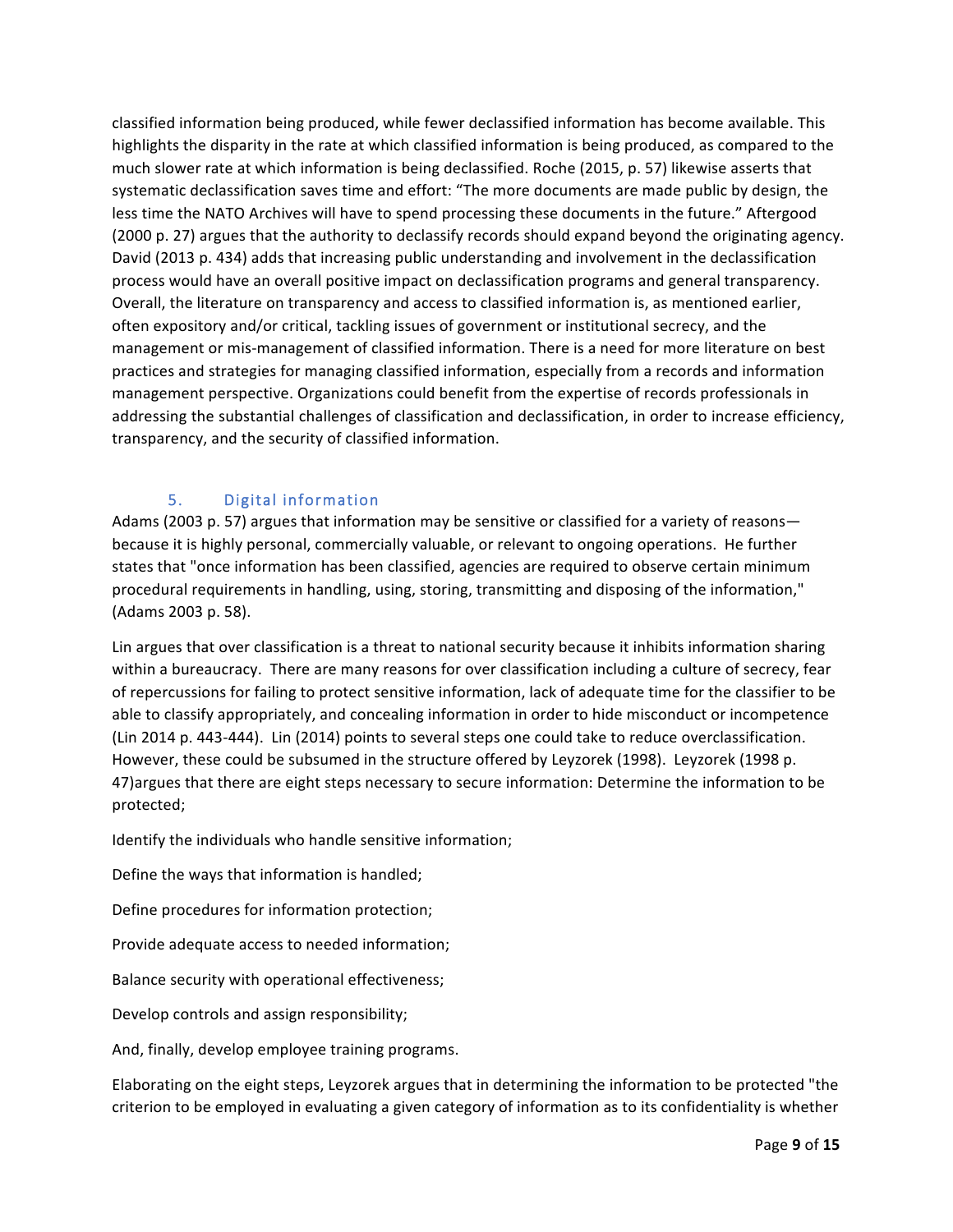classified information being produced, while fewer declassified information has become available. This highlights the disparity in the rate at which classified information is being produced, as compared to the much slower rate at which information is being declassified. Roche (2015, p. 57) likewise asserts that systematic declassification saves time and effort: "The more documents are made public by design, the less time the NATO Archives will have to spend processing these documents in the future." Aftergood (2000 p. 27) argues that the authority to declassify records should expand beyond the originating agency. David (2013 p. 434) adds that increasing public understanding and involvement in the declassification process would have an overall positive impact on declassification programs and general transparency. Overall, the literature on transparency and access to classified information is, as mentioned earlier, often expository and/or critical, tackling issues of government or institutional secrecy, and the management or mis-management of classified information. There is a need for more literature on best practices and strategies for managing classified information, especially from a records and information management perspective. Organizations could benefit from the expertise of records professionals in addressing the substantial challenges of classification and declassification, in order to increase efficiency, transparency, and the security of classified information.

## 5. Digital information

Adams (2003 p. 57) argues that information may be sensitive or classified for a variety of reasons—because it is highly personal, commercially valuable, or relevant to ongoing operations. He further states that "once information has been classified, agencies are required to observe certain minimum procedural requirements in handling, using, storing, transmitting and disposing of the information," (Adams 2003 p. 58).

Lin argues that over classification is a threat to national security because it inhibits information sharing within a bureaucracy. There are many reasons for over classification including a culture of secrecy, fear of repercussions for failing to protect sensitive information, lack of adequate time for the classifier to be able to classify appropriately, and concealing information in order to hide misconduct or incompetence (Lin 2014 p. 443-444). Lin (2014) points to several steps one could take to reduce overclassification. However, these could be subsumed in the structure offered by Leyzorek (1998). Leyzorek (1998 p. 47)argues that there are eight steps necessary to secure information: Determine the information to be protected;

Identify the individuals who handle sensitive information;

Define the ways that information is handled;

Define procedures for information protection;

Provide adequate access to needed information;

Balance security with operational effectiveness;

Develop controls and assign responsibility;

And, finally, develop employee training programs.

Elaborating on the eight steps, Leyzorek argues that in determining the information to be protected "the criterion to be employed in evaluating a given category of information as to its confidentiality is whether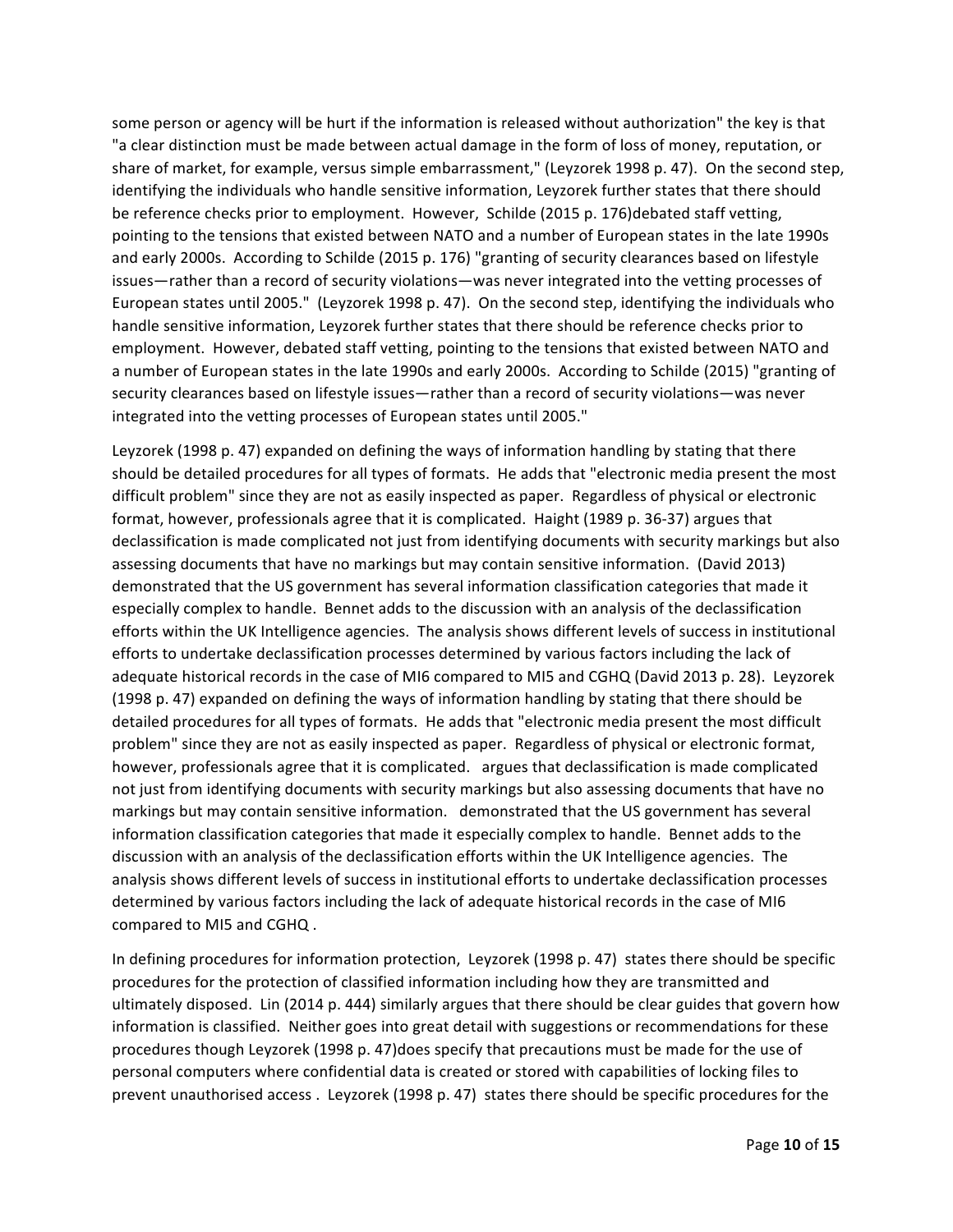some person or agency will be hurt if the information is released without authorization" the key is that "a clear distinction must be made between actual damage in the form of loss of money, reputation, or share of market, for example, versus simple embarrassment," (Leyzorek 1998 p. 47). On the second step, identifying the individuals who handle sensitive information, Leyzorek further states that there should be reference checks prior to employment. However, Schilde (2015 p. 176)debated staff vetting, pointing to the tensions that existed between NATO and a number of European states in the late 1990s and early 2000s. According to Schilde (2015 p. 176) "granting of security clearances based on lifestyle issues—rather than a record of security violations—was never integrated into the vetting processes of European states until 2005." (Leyzorek 1998 p. 47). On the second step, identifying the individuals who handle sensitive information, Leyzorek further states that there should be reference checks prior to employment. However, debated staff vetting, pointing to the tensions that existed between NATO and a number of European states in the late 1990s and early 2000s. According to Schilde (2015) "granting of security clearances based on lifestyle issues—rather than a record of security violations—was never integrated into the vetting processes of European states until 2005."

Leyzorek (1998 p. 47) expanded on defining the ways of information handling by stating that there should be detailed procedures for all types of formats. He adds that "electronic media present the most difficult problem" since they are not as easily inspected as paper. Regardless of physical or electronic format, however, professionals agree that it is complicated. Haight (1989 p. 36-37) argues that declassification is made complicated not just from identifying documents with security markings but also assessing documents that have no markings but may contain sensitive information. (David 2013) demonstrated that the US government has several information classification categories that made it especially complex to handle. Bennet adds to the discussion with an analysis of the declassification efforts within the UK Intelligence agencies. The analysis shows different levels of success in institutional efforts to undertake declassification processes determined by various factors including the lack of adequate historical records in the case of MI6 compared to MI5 and CGHQ (David 2013 p. 28). Leyzorek (1998 p. 47) expanded on defining the ways of information handling by stating that there should be detailed procedures for all types of formats. He adds that "electronic media present the most difficult problem" since they are not as easily inspected as paper. Regardless of physical or electronic format, however, professionals agree that it is complicated. argues that declassification is made complicated not just from identifying documents with security markings but also assessing documents that have no markings but may contain sensitive information. demonstrated that the US government has several information classification categories that made it especially complex to handle. Bennet adds to the discussion with an analysis of the declassification efforts within the UK Intelligence agencies. The analysis shows different levels of success in institutional efforts to undertake declassification processes determined by various factors including the lack of adequate historical records in the case of MI6 compared to MI5 and CGHQ .

In defining procedures for information protection, Leyzorek (1998 p. 47) states there should be specific procedures for the protection of classified information including how they are transmitted and ultimately disposed. Lin (2014 p. 444) similarly argues that there should be clear guides that govern how information is classified. Neither goes into great detail with suggestions or recommendations for these procedures though Leyzorek (1998 p. 47)does specify that precautions must be made for the use of personal computers where confidential data is created or stored with capabilities of locking files to prevent unauthorised access . Leyzorek (1998 p. 47) states there should be specific procedures for the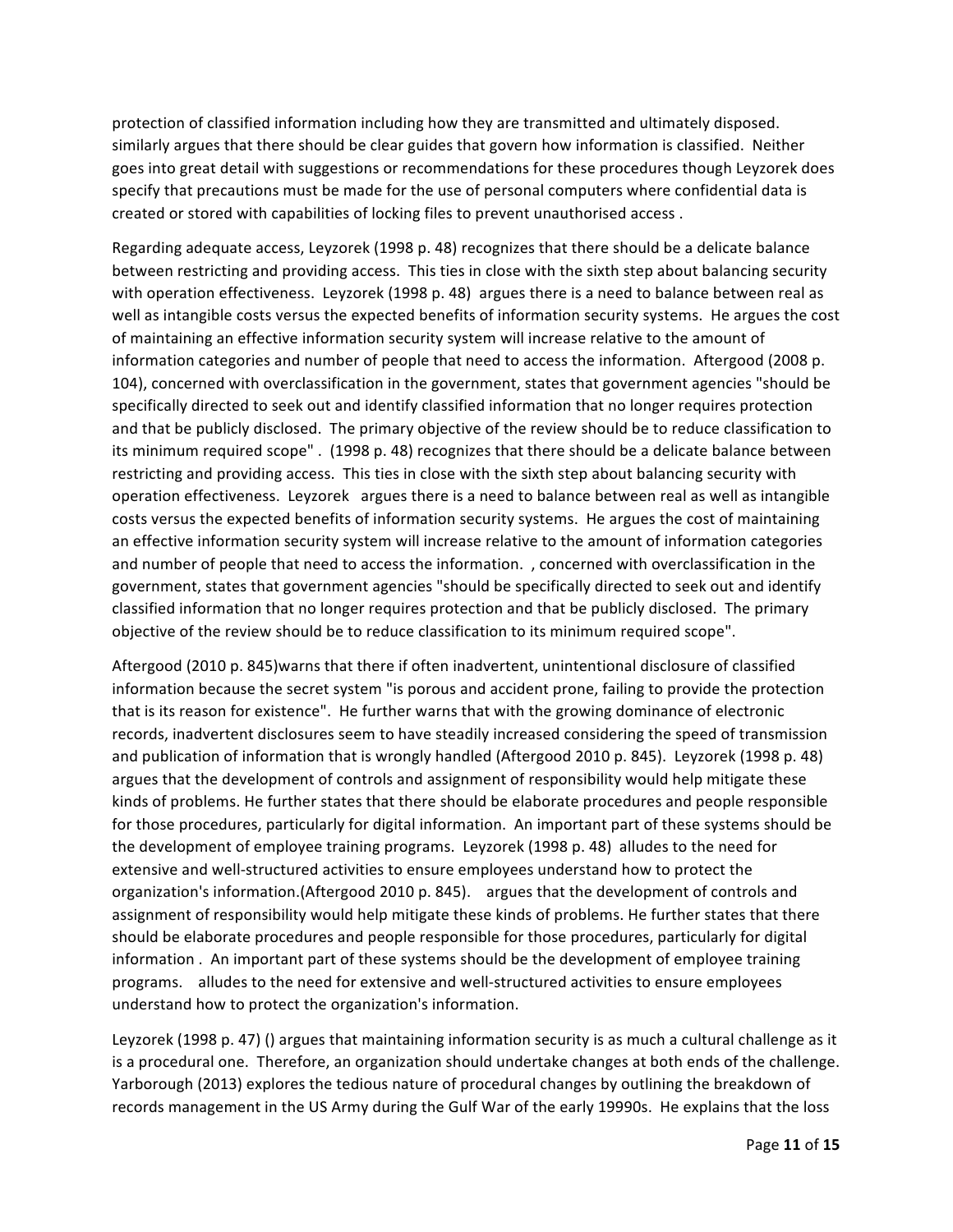protection of classified information including how they are transmitted and ultimately disposed. similarly argues that there should be clear guides that govern how information is classified. Neither goes into great detail with suggestions or recommendations for these procedures though Leyzorek does specify that precautions must be made for the use of personal computers where confidential data is created or stored with capabilities of locking files to prevent unauthorised access .

Regarding adequate access, Leyzorek (1998 p. 48) recognizes that there should be a delicate balance between restricting and providing access. This ties in close with the sixth step about balancing security with operation effectiveness. Leyzorek (1998 p. 48) argues there is a need to balance between real as well as intangible costs versus the expected benefits of information security systems. He argues the cost of maintaining an effective information security system will increase relative to the amount of information categories and number of people that need to access the information. Aftergood (2008 p. 104), concerned with overclassification in the government, states that government agencies "should be specifically directed to seek out and identify classified information that no longer requires protection and that be publicly disclosed. The primary objective of the review should be to reduce classification to its minimum required scope" . (1998 p. 48) recognizes that there should be a delicate balance between restricting and providing access. This ties in close with the sixth step about balancing security with operation effectiveness. Leyzorek argues there is a need to balance between real as well as intangible costs versus the expected benefits of information security systems. He argues the cost of maintaining an effective information security system will increase relative to the amount of information categories and number of people that need to access the information. , concerned with overclassification in the government, states that government agencies "should be specifically directed to seek out and identify classified information that no longer requires protection and that be publicly disclosed. The primary objective of the review should be to reduce classification to its minimum required scope".

Aftergood (2010 p. 845)warns that there if often inadvertent, unintentional disclosure of classified information because the secret system "is porous and accident prone, failing to provide the protection that is its reason for existence". He further warns that with the growing dominance of electronic records, inadvertent disclosures seem to have steadily increased considering the speed of transmission and publication of information that is wrongly handled (Aftergood 2010 p. 845). Leyzorek (1998 p. 48) argues that the development of controls and assignment of responsibility would help mitigate these kinds of problems. He further states that there should be elaborate procedures and people responsible for those procedures, particularly for digital information. An important part of these systems should be the development of employee training programs. Leyzorek (1998 p. 48) alludes to the need for extensive and well-structured activities to ensure employees understand how to protect the organization's information.(Aftergood 2010 p. 845). argues that the development of controls and assignment of responsibility would help mitigate these kinds of problems. He further states that there should be elaborate procedures and people responsible for those procedures, particularly for digital information . An important part of these systems should be the development of employee training programs. alludes to the need for extensive and well-structured activities to ensure employees understand how to protect the organization's information.

Leyzorek (1998 p. 47) () argues that maintaining information security is as much a cultural challenge as it is a procedural one. Therefore, an organization should undertake changes at both ends of the challenge. Yarborough (2013) explores the tedious nature of procedural changes by outlining the breakdown of records management in the US Army during the Gulf War of the early 19990s. He explains that the loss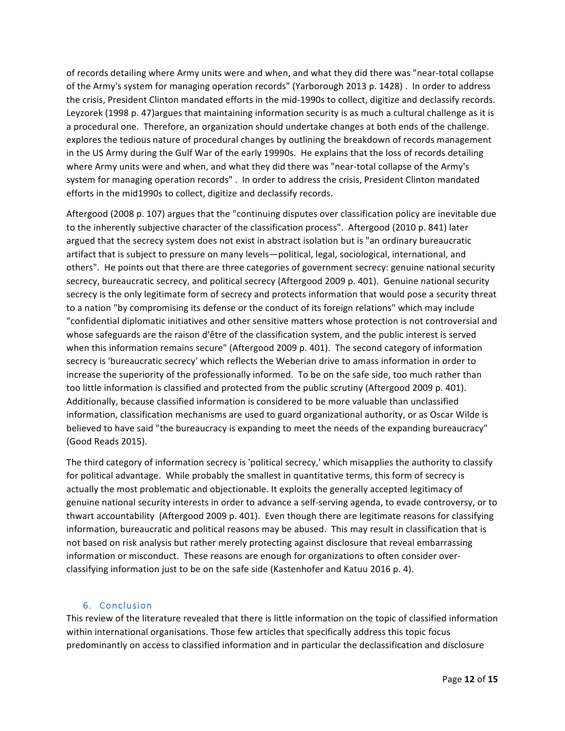of records detailing where Army units were and when, and what they did there was "near-total collapse of the Army's system for managing operation records" (Yarborough 2013 p. 1428) . In order to address the crisis, President Clinton mandated efforts in the mid-1990s to collect, digitize and declassify records. Leyzorek (1998 p. 47)argues that maintaining information security is as much a cultural challenge as it is a procedural one. Therefore, an organization should undertake changes at both ends of the challenge. explores the tedious nature of procedural changes by outlining the breakdown of records management in the US Army during the Gulf War of the early 19990s. He explains that the loss of records detailing where Army units were and when, and what they did there was "near-total collapse of the Army's system for managing operation records" . In order to address the crisis, President Clinton mandated efforts in the mid1990s to collect, digitize and declassify records.

Aftergood (2008 p. 107) argues that the "continuing disputes over classification policy are inevitable due to the inherently subjective character of the classification process". Aftergood (2010 p. 841) later argued that the secrecy system does not exist in abstract isolation but is "an ordinary bureaucratic artifact that is subject to pressure on many levels—political, legal, sociological, international, and others". He points out that there are three categories of government secrecy: genuine national security secrecy, bureaucratic secrecy, and political secrecy (Aftergood 2009 p. 401). Genuine national security secrecy is the only legitimate form of secrecy and protects information that would pose a security threat to a nation "by compromising its defense or the conduct of its foreign relations" which may include "confidential diplomatic initiatives and other sensitive matters whose protection is not controversial and whose safeguards are the raison d'être of the classification system, and the public interest is served when this information remains secure" (Aftergood 2009 p. 401). The second category of information secrecy is 'bureaucratic secrecy' which reflects the Weberian drive to amass information in order to increase the superiority of the professionally informed. To be on the safe side, too much rather than too little information is classified and protected from the public scrutiny (Aftergood 2009 p. 401). Additionally, because classified information is considered to be more valuable than unclassified information, classification mechanisms are used to guard organizational authority, or as Oscar Wilde is believed to have said "the bureaucracy is expanding to meet the needs of the expanding bureaucracy" (Good Reads 2015).

The third category of information secrecy is 'political secrecy,' which misapplies the authority to classify for political advantage. While probably the smallest in quantitative terms, this form of secrecy is actually the most problematic and objectionable. It exploits the generally accepted legitimacy of genuine national security interests in order to advance a self-serving agenda, to evade controversy, or to thwart accountability (Aftergood 2009 p. 401). Even though there are legitimate reasons for classifying information, bureaucratic and political reasons may be abused. This may result in classification that is not based on risk analysis but rather merely protecting against disclosure that reveal embarrassing information or misconduct. These reasons are enough for organizations to often consider over-classifying information just to be on the safe side (Kastenhofer and Katuu 2016 p. 4).

## 6. Conclusion

This review of the literature revealed that there is little information on the topic of classified information within international organisations. Those few articles that specifically address this topic focus predominantly on access to classified information and in particular the declassification and disclosure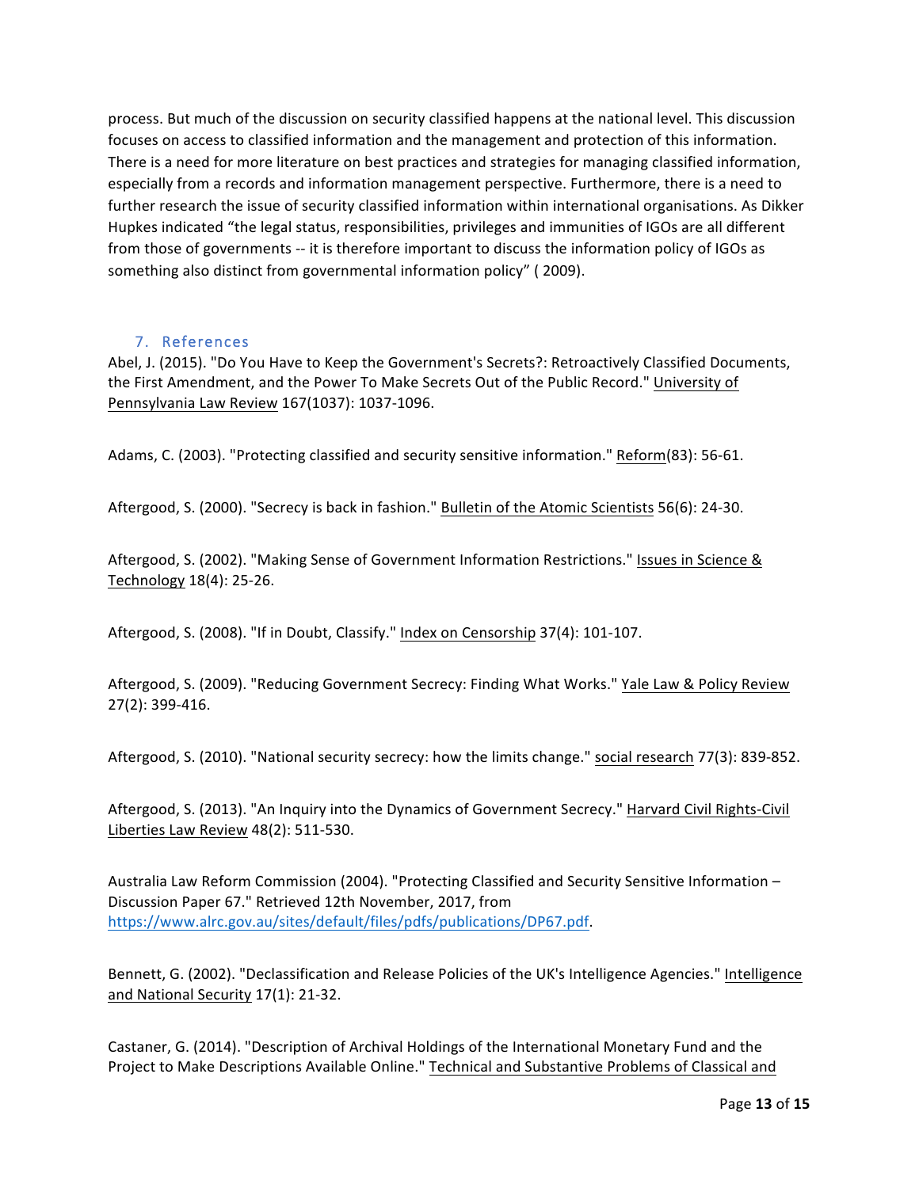process. But much of the discussion on security classified happens at the national level. This discussion focuses on access to classified information and the management and protection of this information. There is a need for more literature on best practices and strategies for managing classified information, especially from a records and information management perspective. Furthermore, there is a need to further research the issue of security classified information within international organisations. As Dikker Hupkes indicated "the legal status, responsibilities, privileges and immunities of IGOs are all different from those of governments -- it is therefore important to discuss the information policy of IGOs as something also distinct from governmental information policy" ( 2009).

## 7. References

Abel, J. (2015). "Do You Have to Keep the Government's Secrets?: Retroactively Classified Documents, the First Amendment, and the Power To Make Secrets Out of the Public Record." University of Pennsylvania Law Review 167(1037): 1037-1096.

Adams, C. (2003). "Protecting classified and security sensitive information." Reform(83): 56-61.

Aftergood, S. (2000). "Secrecy is back in fashion." Bulletin of the Atomic Scientists 56(6): 24-30.

Aftergood, S. (2002). "Making Sense of Government Information Restrictions." Issues in Science & Technology 18(4): 25-26.

Aftergood, S. (2008). "If in Doubt, Classify." Index on Censorship 37(4): 101-107.

Aftergood, S. (2009). "Reducing Government Secrecy: Finding What Works." Yale Law & Policy Review 27(2): 399-416.

Aftergood, S. (2010). "National security secrecy: how the limits change." social research 77(3): 839-852.

Aftergood, S. (2013). "An Inquiry into the Dynamics of Government Secrecy." Harvard Civil Rights-Civil Liberties Law Review 48(2): 511-530.

Australia Law Reform Commission (2004). "Protecting Classified and Security Sensitive Information – Discussion Paper 67." Retrieved 12th November, 2017, from https://www.alrc.gov.au/sites/default/files/pdfs/publications/DP67.pdf.

Bennett, G. (2002). "Declassification and Release Policies of the UK's Intelligence Agencies." Intelligence and National Security 17(1): 21-32.

Castaner, G. (2014). "Description of Archival Holdings of the International Monetary Fund and the Project to Make Descriptions Available Online." Technical and Substantive Problems of Classical and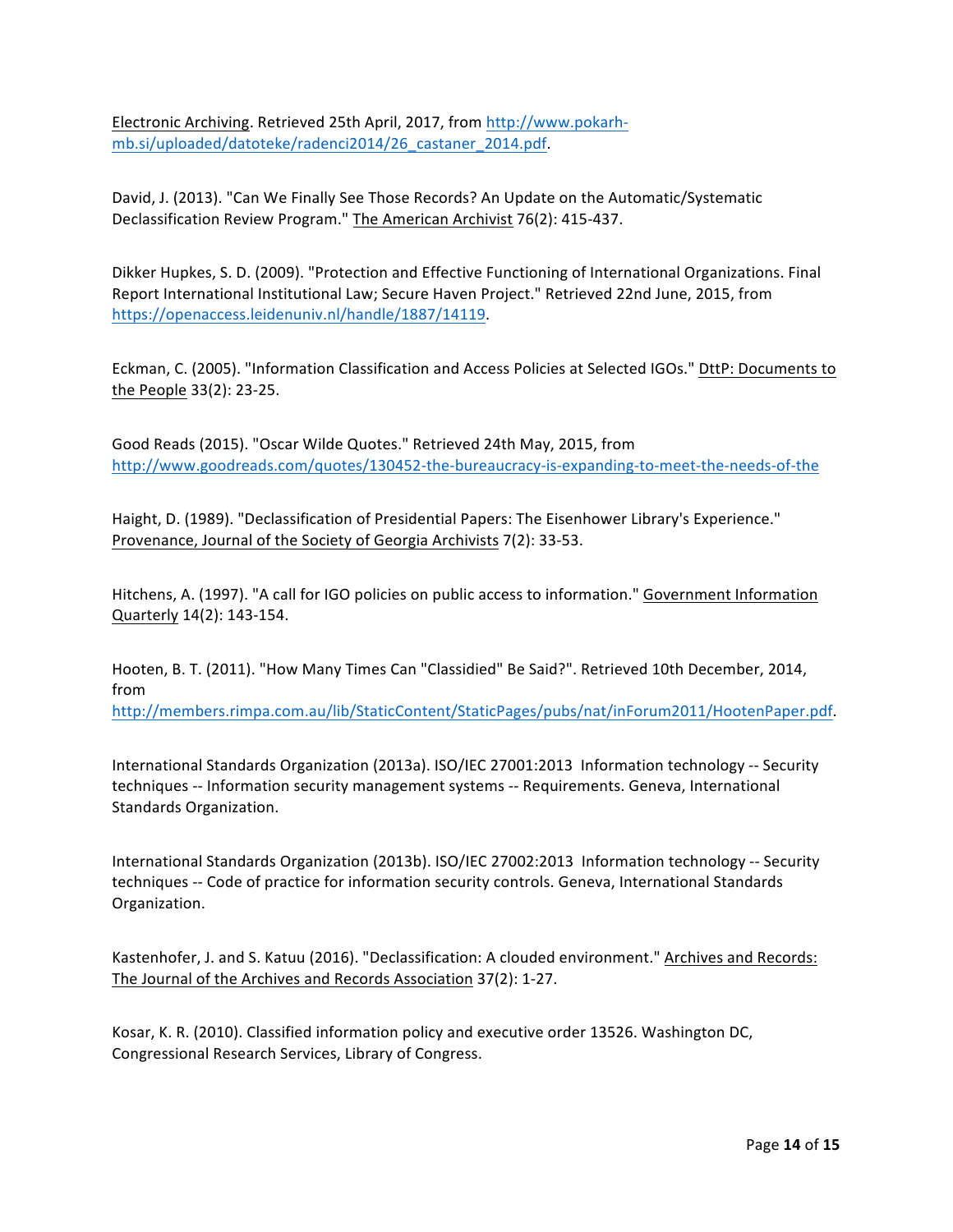Electronic Archiving. Retrieved 25th April, 2017, from http://www.pokarh-mb.si/uploaded/datoteke/radenci2014/26_castaner_2014.pdf.

David, J. (2013). "Can We Finally See Those Records? An Update on the Automatic/Systematic Declassification Review Program." The American Archivist 76(2): 415-437.

Dikker Hupkes, S. D. (2009). "Protection and Effective Functioning of International Organizations. Final Report International Institutional Law; Secure Haven Project." Retrieved 22nd June, 2015, from https://openaccess.leidenuniv.nl/handle/1887/14119.

Eckman, C. (2005). "Information Classification and Access Policies at Selected IGOs." DttP: Documents to the People 33(2): 23-25.

Good Reads (2015). "Oscar Wilde Quotes." Retrieved 24th May, 2015, from http://www.goodreads.com/quotes/130452-the-bureaucracy-is-expanding-to-meet-the-needs-of-the

Haight, D. (1989). "Declassification of Presidential Papers: The Eisenhower Library's Experience." Provenance, Journal of the Society of Georgia Archivists 7(2): 33-53.

Hitchens, A. (1997). "A call for IGO policies on public access to information." Government Information Quarterly 14(2): 143-154.

Hooten, B. T. (2011). "How Many Times Can "Classidied" Be Said?". Retrieved 10th December, 2014, from http://members.rimpa.com.au/lib/StaticContent/StaticPages/pubs/nat/inForum2011/HootenPaper.pdf.

International Standards Organization (2013a). ISO/IEC 27001:2013 Information technology -- Security techniques -- Information security management systems -- Requirements. Geneva, International Standards Organization.

International Standards Organization (2013b). ISO/IEC 27002:2013 Information technology -- Security techniques -- Code of practice for information security controls. Geneva, International Standards Organization.

Kastenhofer, J. and S. Katuu (2016). "Declassification: A clouded environment." Archives and Records: The Journal of the Archives and Records Association 37(2): 1-27.

Kosar, K. R. (2010). Classified information policy and executive order 13526. Washington DC, Congressional Research Services, Library of Congress.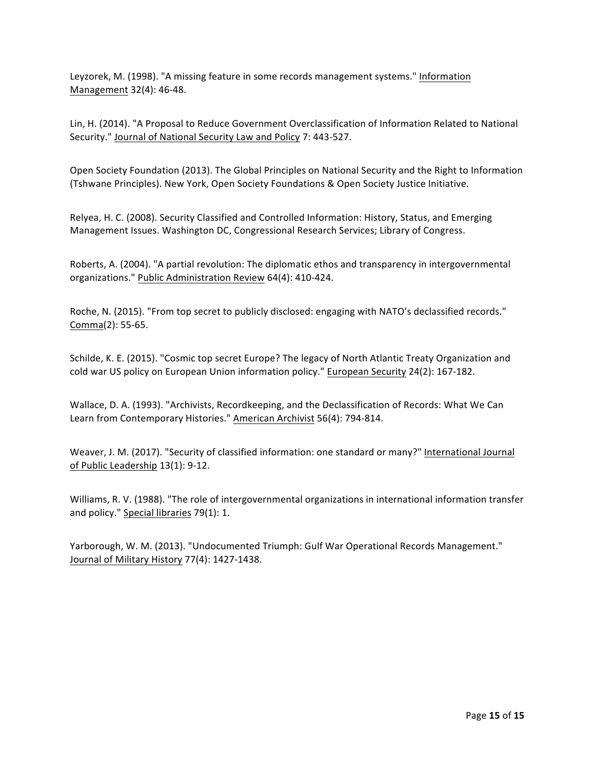Leyzorek, M. (1998). "A missing feature in some records management systems." Information Management 32(4): 46-48.

Lin, H. (2014). "A Proposal to Reduce Government Overclassification of Information Related to National Security." Journal of National Security Law and Policy 7: 443-527.

Open Society Foundation (2013). The Global Principles on National Security and the Right to Information (Tshwane Principles). New York, Open Society Foundations & Open Society Justice Initiative.

Relyea, H. C. (2008). Security Classified and Controlled Information: History, Status, and Emerging Management Issues. Washington DC, Congressional Research Services; Library of Congress.

Roberts, A. (2004). "A partial revolution: The diplomatic ethos and transparency in intergovernmental organizations." Public Administration Review 64(4): 410-424.

Roche, N. (2015). "From top secret to publicly disclosed: engaging with NATO's declassified records." Comma(2): 55-65.

Schilde, K. E. (2015). "Cosmic top secret Europe? The legacy of North Atlantic Treaty Organization and cold war US policy on European Union information policy." European Security 24(2): 167-182.

Wallace, D. A. (1993). "Archivists, Recordkeeping, and the Declassification of Records: What We Can Learn from Contemporary Histories." American Archivist 56(4): 794-814.

Weaver, J. M. (2017). "Security of classified information: one standard or many?" International Journal of Public Leadership 13(1): 9-12.

Williams, R. V. (1988). "The role of intergovernmental organizations in international information transfer and policy." Special libraries 79(1): 1.

Yarborough, W. M. (2013). "Undocumented Triumph: Gulf War Operational Records Management." Journal of Military History 77(4): 1427-1438.